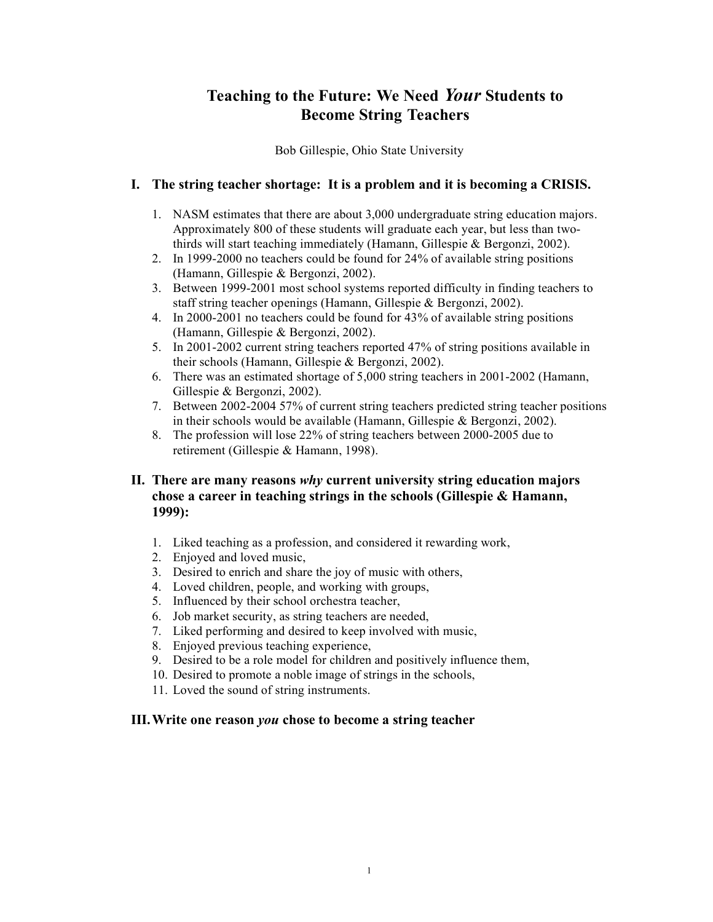# Teaching to the Future: We Need *Your* Students to Become String Teachers

Bob Gillespie, Ohio State University

## I. The string teacher shortage: It is a problem and it is becoming a CRISIS.

1. NASM estimates that there are about 3,000 undergraduate string education majors. Approximately 800 of these students will graduate each year, but less than two-thirds will start teaching immediately (Hamann, Gillespie & Bergonzi, 2002).
2. In 1999-2000 no teachers could be found for 24% of available string positions (Hamann, Gillespie & Bergonzi, 2002).
3. Between 1999-2001 most school systems reported difficulty in finding teachers to staff string teacher openings (Hamann, Gillespie & Bergonzi, 2002).
4. In 2000-2001 no teachers could be found for 43% of available string positions (Hamann, Gillespie & Bergonzi, 2002).
5. In 2001-2002 current string teachers reported 47% of string positions available in their schools (Hamann, Gillespie & Bergonzi, 2002).
6. There was an estimated shortage of 5,000 string teachers in 2001-2002 (Hamann, Gillespie & Bergonzi, 2002).
7. Between 2002-2004 57% of current string teachers predicted string teacher positions in their schools would be available (Hamann, Gillespie & Bergonzi, 2002).
8. The profession will lose 22% of string teachers between 2000-2005 due to retirement (Gillespie & Hamann, 1998).

## II. There are many reasons *why* current university string education majors chose a career in teaching strings in the schools (Gillespie & Hamann, 1999):

1. Liked teaching as a profession, and considered it rewarding work,
2. Enjoyed and loved music,
3. Desired to enrich and share the joy of music with others,
4. Loved children, people, and working with groups,
5. Influenced by their school orchestra teacher,
6. Job market security, as string teachers are needed,
7. Liked performing and desired to keep involved with music,
8. Enjoyed previous teaching experience,
9. Desired to be a role model for children and positively influence them,
10. Desired to promote a noble image of strings in the schools,
11. Loved the sound of string instruments.

## III. Write one reason *you* chose to become a string teacher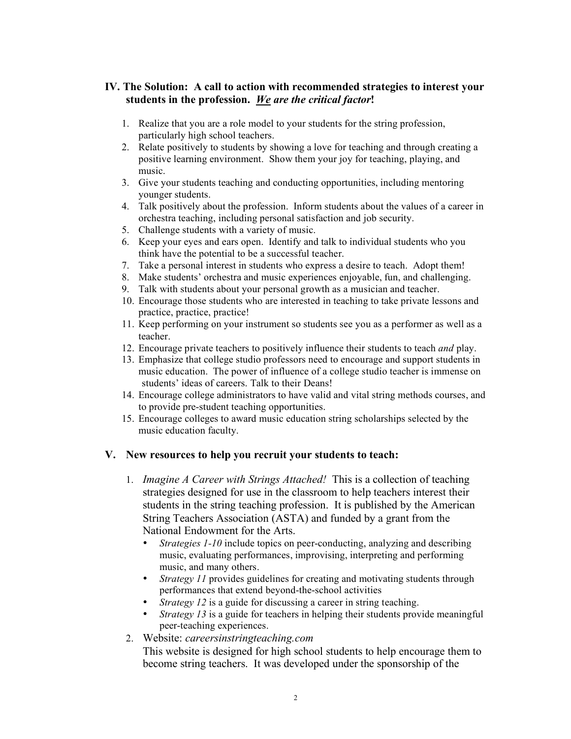## IV. The Solution: A call to action with recommended strategies to interest your students in the profession. ***We* are the critical factor!**

1. Realize that you are a role model to your students for the string profession, particularly high school teachers.
2. Relate positively to students by showing a love for teaching and through creating a positive learning environment. Show them your joy for teaching, playing, and music.
3. Give your students teaching and conducting opportunities, including mentoring younger students.
4. Talk positively about the profession. Inform students about the values of a career in orchestra teaching, including personal satisfaction and job security.
5. Challenge students with a variety of music.
6. Keep your eyes and ears open. Identify and talk to individual students who you think have the potential to be a successful teacher.
7. Take a personal interest in students who express a desire to teach. Adopt them!
8. Make students' orchestra and music experiences enjoyable, fun, and challenging.
9. Talk with students about your personal growth as a musician and teacher.
10. Encourage those students who are interested in teaching to take private lessons and practice, practice, practice!
11. Keep performing on your instrument so students see you as a performer as well as a teacher.
12. Encourage private teachers to positively influence their students to teach *and* play.
13. Emphasize that college studio professors need to encourage and support students in music education. The power of influence of a college studio teacher is immense on students' ideas of careers. Talk to their Deans!
14. Encourage college administrators to have valid and vital string methods courses, and to provide pre-student teaching opportunities.
15. Encourage colleges to award music education string scholarships selected by the music education faculty.

## V. New resources to help you recruit your students to teach:

1. *Imagine A Career with Strings Attached!* This is a collection of teaching strategies designed for use in the classroom to help teachers interest their students in the string teaching profession. It is published by the American String Teachers Association (ASTA) and funded by a grant from the National Endowment for the Arts.
   - *Strategies 1-10* include topics on peer-conducting, analyzing and describing music, evaluating performances, improvising, interpreting and performing music, and many others.
   - *Strategy 11* provides guidelines for creating and motivating students through performances that extend beyond-the-school activities
   - *Strategy 12* is a guide for discussing a career in string teaching.
   - *Strategy 13* is a guide for teachers in helping their students provide meaningful peer-teaching experiences.
2. Website: *careersinstringteaching.com*
   This website is designed for high school students to help encourage them to become string teachers. It was developed under the sponsorship of the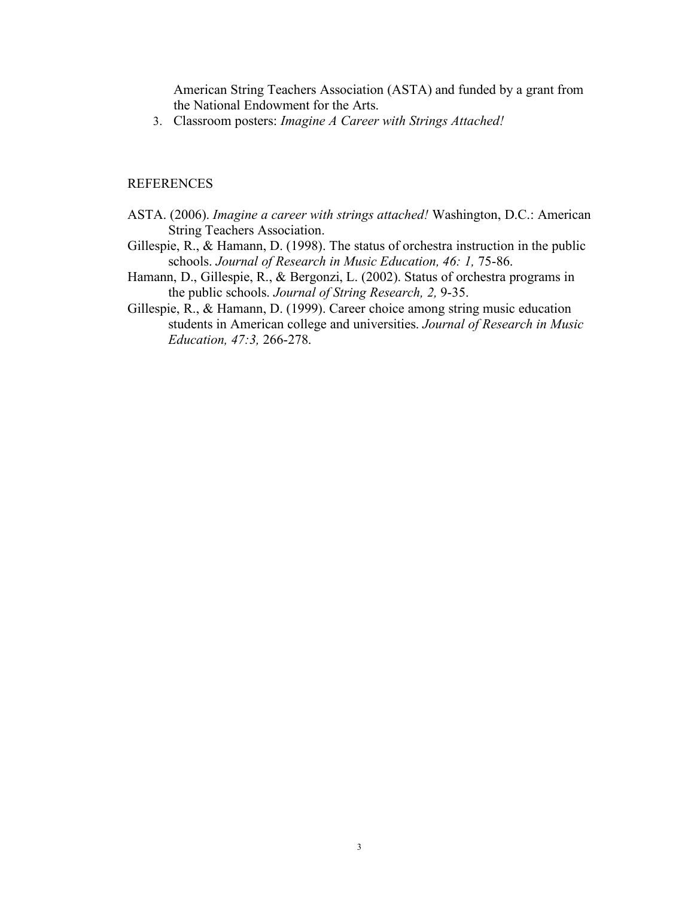American String Teachers Association (ASTA) and funded by a grant from the National Endowment for the Arts.

3. Classroom posters: *Imagine A Career with Strings Attached!*

REFERENCES

ASTA. (2006). *Imagine a career with strings attached!* Washington, D.C.: American String Teachers Association.

Gillespie, R., & Hamann, D. (1998). The status of orchestra instruction in the public schools. *Journal of Research in Music Education, 46: 1,* 75-86.

Hamann, D., Gillespie, R., & Bergonzi, L. (2002). Status of orchestra programs in the public schools. *Journal of String Research, 2,* 9-35.

Gillespie, R., & Hamann, D. (1999). Career choice among string music education students in American college and universities. *Journal of Research in Music Education, 47:3,* 266-278.